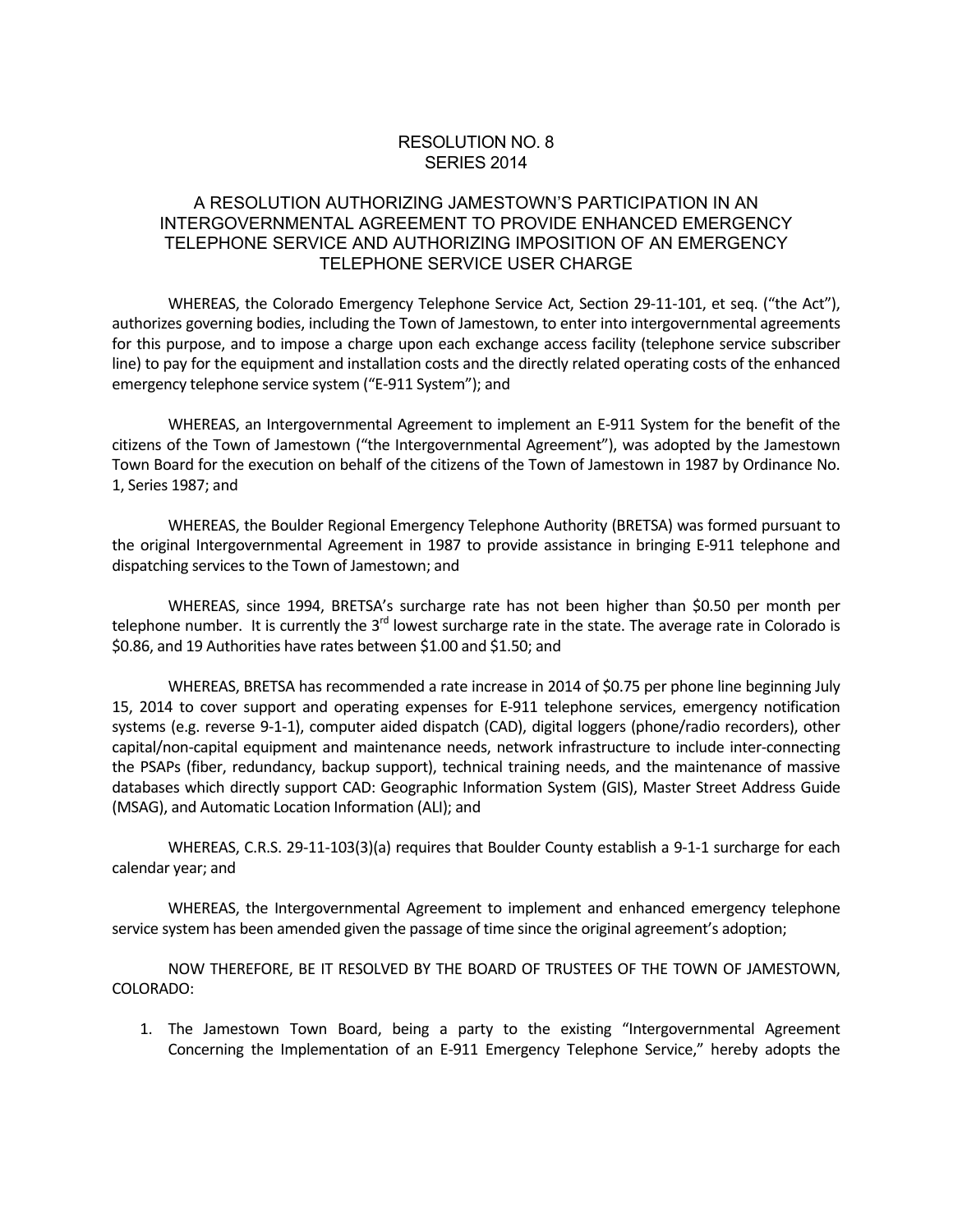# RESOLUTION NO. 8
# SERIES 2014

## A RESOLUTION AUTHORIZING JAMESTOWN'S PARTICIPATION IN AN INTERGOVERNMENTAL AGREEMENT TO PROVIDE ENHANCED EMERGENCY TELEPHONE SERVICE AND AUTHORIZING IMPOSITION OF AN EMERGENCY TELEPHONE SERVICE USER CHARGE

WHEREAS, the Colorado Emergency Telephone Service Act, Section 29-11-101, et seq. ("the Act"), authorizes governing bodies, including the Town of Jamestown, to enter into intergovernmental agreements for this purpose, and to impose a charge upon each exchange access facility (telephone service subscriber line) to pay for the equipment and installation costs and the directly related operating costs of the enhanced emergency telephone service system ("E-911 System"); and

WHEREAS, an Intergovernmental Agreement to implement an E-911 System for the benefit of the citizens of the Town of Jamestown ("the Intergovernmental Agreement"), was adopted by the Jamestown Town Board for the execution on behalf of the citizens of the Town of Jamestown in 1987 by Ordinance No. 1, Series 1987; and

WHEREAS, the Boulder Regional Emergency Telephone Authority (BRETSA) was formed pursuant to the original Intergovernmental Agreement in 1987 to provide assistance in bringing E-911 telephone and dispatching services to the Town of Jamestown; and

WHEREAS, since 1994, BRETSA's surcharge rate has not been higher than $0.50 per month per telephone number. It is currently the 3rd lowest surcharge rate in the state. The average rate in Colorado is $0.86, and 19 Authorities have rates between $1.00 and $1.50; and

WHEREAS, BRETSA has recommended a rate increase in 2014 of $0.75 per phone line beginning July 15, 2014 to cover support and operating expenses for E-911 telephone services, emergency notification systems (e.g. reverse 9-1-1), computer aided dispatch (CAD), digital loggers (phone/radio recorders), other capital/non-capital equipment and maintenance needs, network infrastructure to include inter-connecting the PSAPs (fiber, redundancy, backup support), technical training needs, and the maintenance of massive databases which directly support CAD: Geographic Information System (GIS), Master Street Address Guide (MSAG), and Automatic Location Information (ALI); and

WHEREAS, C.R.S. 29-11-103(3)(a) requires that Boulder County establish a 9-1-1 surcharge for each calendar year; and

WHEREAS, the Intergovernmental Agreement to implement and enhanced emergency telephone service system has been amended given the passage of time since the original agreement's adoption;

NOW THEREFORE, BE IT RESOLVED BY THE BOARD OF TRUSTEES OF THE TOWN OF JAMESTOWN, COLORADO:

1. The Jamestown Town Board, being a party to the existing "Intergovernmental Agreement Concerning the Implementation of an E-911 Emergency Telephone Service," hereby adopts the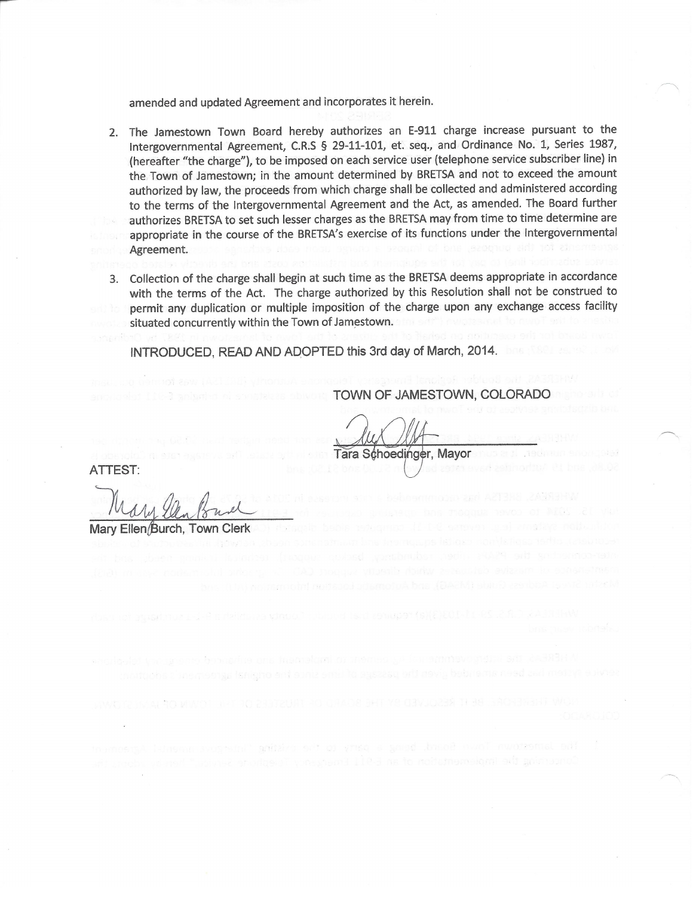amended and updated Agreement and incorporates it herein.

2. The Jamestown Town Board hereby authorizes an E-911 charge increase pursuant to the Intergovernmental Agreement, C.R.S § 29-11-101, et. seq., and Ordinance No. 1, Series 1987, (hereafter "the charge"), to be imposed on each service user (telephone service subscriber line) in the Town of Jamestown; in the amount determined by BRETSA and not to exceed the amount authorized by law, the proceeds from which charge shall be collected and administered according to the terms of the Intergovernmental Agreement and the Act, as amended. The Board further authorizes BRETSA to set such lesser charges as the BRETSA may from time to time determine are appropriate in the course of the BRETSA's exercise of its functions under the Intergovernmental Agreement.
3. Collection of the charge shall begin at such time as the BRETSA deems appropriate in accordance with the terms of the Act. The charge authorized by this Resolution shall not be construed to permit any duplication or multiple imposition of the charge upon any exchange access facility situated concurrently within the Town of Jamestown.

INTRODUCED, READ AND ADOPTED this 3rd day of March, 2014.

TOWN OF JAMESTOWN, COLORADO

Tara Schoedinger, Mayor

ATTEST:

Mary Ellen Burch, Town Clerk